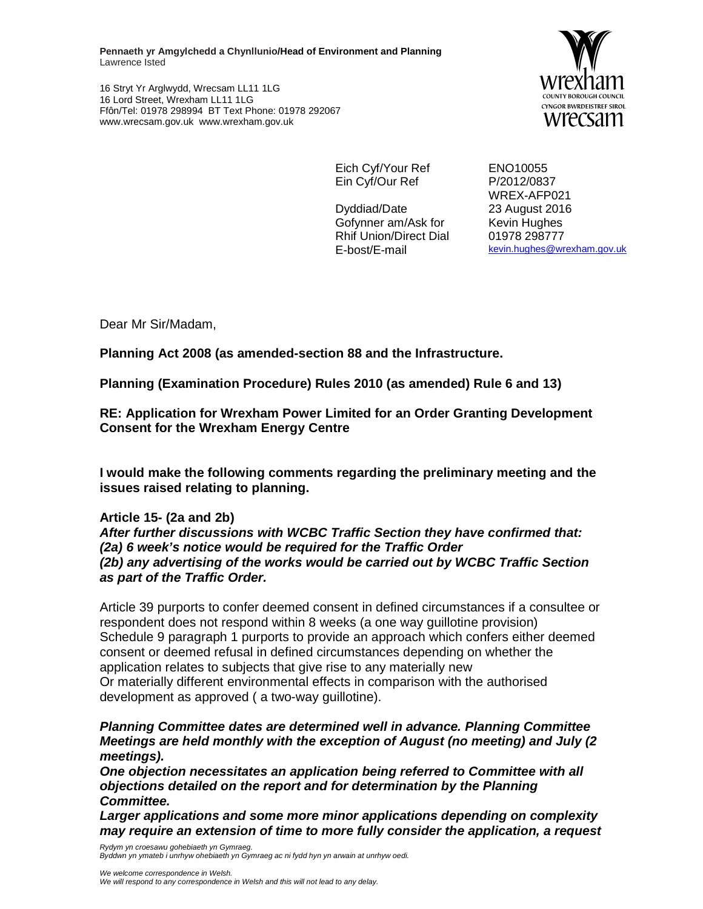**Pennaeth yr Amgylchedd a Chynllunio/Head of Environment and Planning**
Lawrence Isted

16 Stryt Yr Arglwydd, Wrecsam LL11 1LG
16 Lord Street, Wrexham LL11 1LG
Ffôn/Tel: 01978 298994 BT Text Phone: 01978 292067
www.wrecsam.gov.uk www.wrexham.gov.uk

wrexham
COUNTY BOROUGH COUNCIL
CYNGOR BWRDEISTREF SIROL
wrecsam

| | |
|---|---|
| Eich Cyf/Your Ref | ENO10055 |
| Ein Cyf/Our Ref | P/2012/0837 |
| | WREX-AFP021 |
| Dyddiad/Date | 23 August 2016 |
| Gofynner am/Ask for | Kevin Hughes |
| Rhif Union/Direct Dial | 01978 298777 |
| E-bost/E-mail | kevin.hughes@wrexham.gov.uk |

Dear Mr Sir/Madam,

**Planning Act 2008 (as amended-section 88 and the Infrastructure.**

**Planning (Examination Procedure) Rules 2010 (as amended) Rule 6 and 13)**

**RE: Application for Wrexham Power Limited for an Order Granting Development Consent for the Wrexham Energy Centre**

**I would make the following comments regarding the preliminary meeting and the issues raised relating to planning.**

**Article 15- (2a and 2b)**
***After further discussions with WCBC Traffic Section they have confirmed that:***
***(2a) 6 week's notice would be required for the Traffic Order***
***(2b) any advertising of the works would be carried out by WCBC Traffic Section as part of the Traffic Order.***

Article 39 purports to confer deemed consent in defined circumstances if a consultee or respondent does not respond within 8 weeks (a one way guillotine provision) Schedule 9 paragraph 1 purports to provide an approach which confers either deemed consent or deemed refusal in defined circumstances depending on whether the application relates to subjects that give rise to any materially new
Or materially different environmental effects in comparison with the authorised development as approved ( a two-way guillotine).

***Planning Committee dates are determined well in advance. Planning Committee Meetings are held monthly with the exception of August (no meeting) and July (2 meetings).***
***One objection necessitates an application being referred to Committee with all objections detailed on the report and for determination by the Planning Committee.***
***Larger applications and some more minor applications depending on complexity may require an extension of time to more fully consider the application, a request***

*Rydym yn croesawu gohebiaeth yn Gymraeg.*
*Byddwn yn ymateb i unrhyw ohebiaeth yn Gymraeg ac ni fydd hyn yn arwain at unrhyw oedi.*

*We welcome correspondence in Welsh.*
*We will respond to any correspondence in Welsh and this will not lead to any delay.*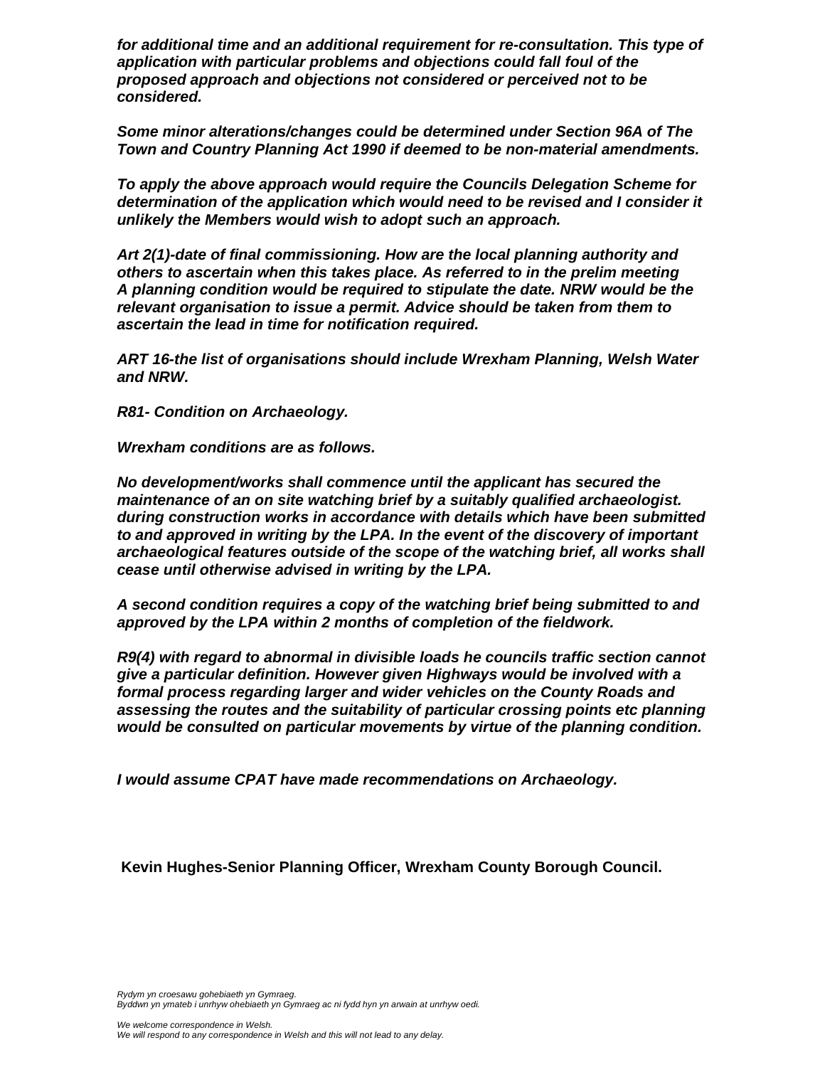*for additional time and an additional requirement for re-consultation. This type of application with particular problems and objections could fall foul of the proposed approach and objections not considered or perceived not to be considered.*

*Some minor alterations/changes could be determined under Section 96A of The Town and Country Planning Act 1990 if deemed to be non-material amendments.*

*To apply the above approach would require the Councils Delegation Scheme for determination of the application which would need to be revised and I consider it unlikely the Members would wish to adopt such an approach.*

*Art 2(1)-date of final commissioning. How are the local planning authority and others to ascertain when this takes place. As referred to in the prelim meeting A planning condition would be required to stipulate the date. NRW would be the relevant organisation to issue a permit. Advice should be taken from them to ascertain the lead in time for notification required.*

*ART 16-the list of organisations should include Wrexham Planning, Welsh Water and NRW.*

*R81- Condition on Archaeology.*

*Wrexham conditions are as follows.*

*No development/works shall commence until the applicant has secured the maintenance of an on site watching brief by a suitably qualified archaeologist. during construction works in accordance with details which have been submitted to and approved in writing by the LPA. In the event of the discovery of important archaeological features outside of the scope of the watching brief, all works shall cease until otherwise advised in writing by the LPA.*

*A second condition requires a copy of the watching brief being submitted to and approved by the LPA within 2 months of completion of the fieldwork.*

*R9(4) with regard to abnormal in divisible loads he councils traffic section cannot give a particular definition. However given Highways would be involved with a formal process regarding larger and wider vehicles on the County Roads and assessing the routes and the suitability of particular crossing points etc planning would be consulted on particular movements by virtue of the planning condition.*

*I would assume CPAT have made recommendations on Archaeology.*

**Kevin Hughes-Senior Planning Officer, Wrexham County Borough Council.**

*Rydym yn croesawu gohebiaeth yn Gymraeg.*
*Byddwn yn ymateb i unrhyw ohebiaeth yn Gymraeg ac ni fydd hyn yn arwain at unrhyw oedi.*

*We welcome correspondence in Welsh.*
*We will respond to any correspondence in Welsh and this will not lead to any delay.*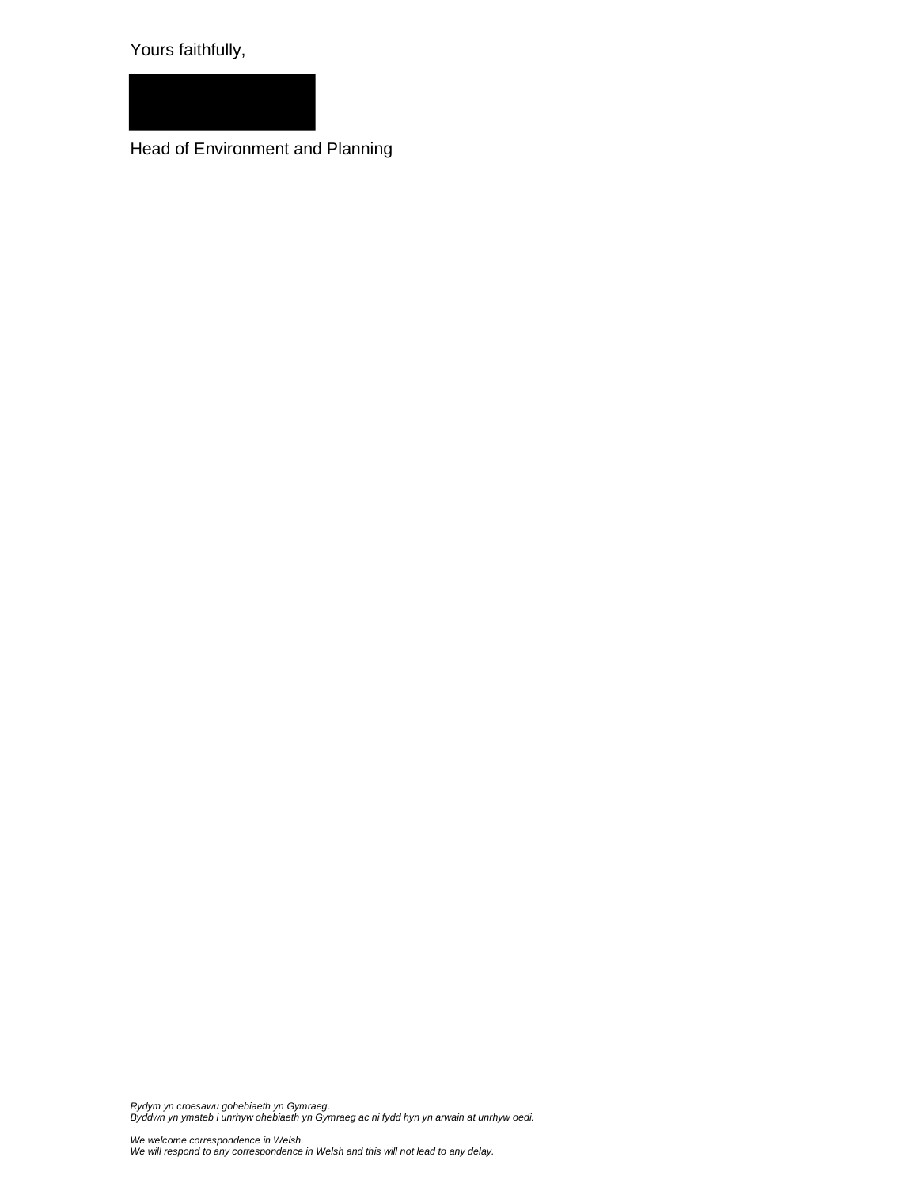Yours faithfully,

Head of Environment and Planning

*Rydym yn croesawu gohebiaeth yn Gymraeg.*
*Byddwn yn ymateb i unrhyw ohebiaeth yn Gymraeg ac ni fydd hyn yn arwain at unrhyw oedi.*

*We welcome correspondence in Welsh.*
*We will respond to any correspondence in Welsh and this will not lead to any delay.*